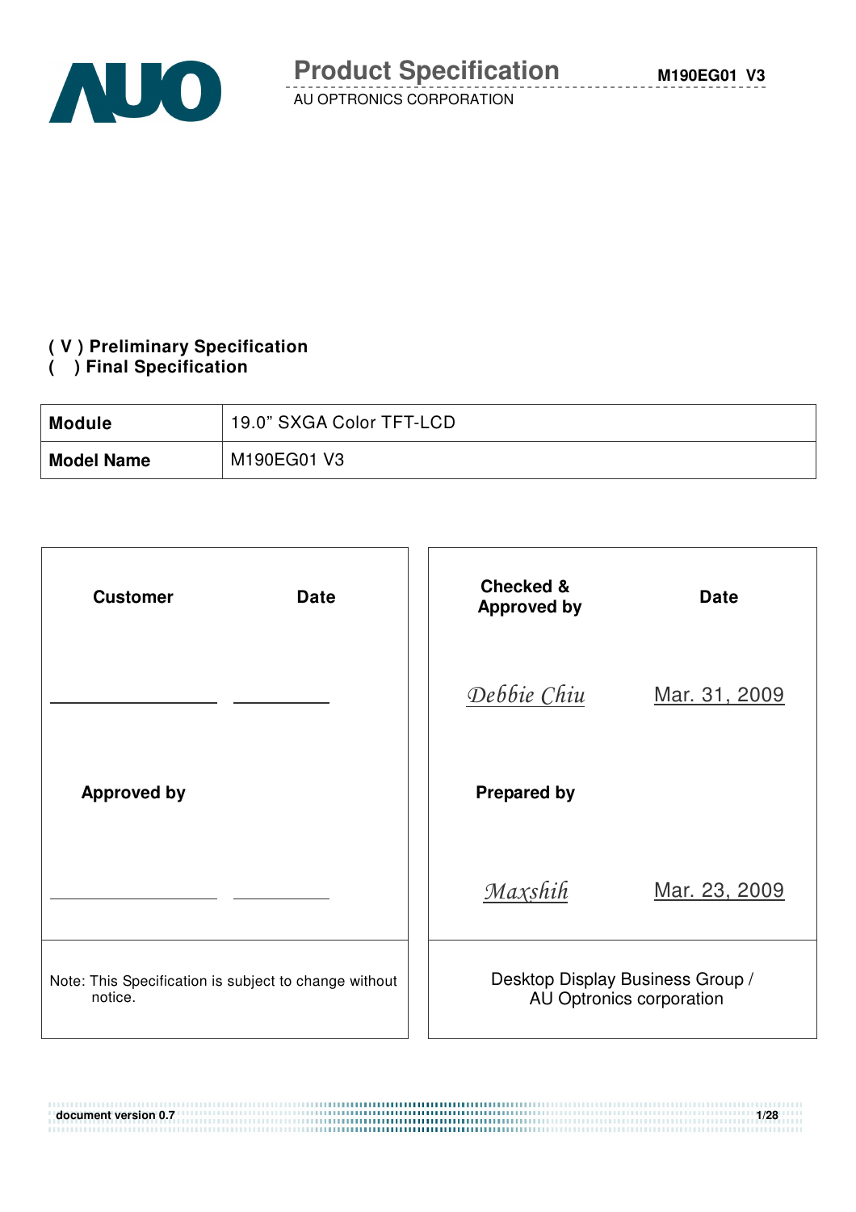# Product Specification

AU OPTRONICS CORPORATION

**( V ) Preliminary Specification**
**(   ) Final Specification**

| **Module** | 19.0" SXGA Color TFT-LCD |
|---|---|
| **Model Name** | M190EG01 V3 |

| **Customer** | **Date** | **Checked & Approved by** | **Date** |
|---|---|---|---|
| ____________ | ________ | *Debbie Chiu* | Mar. 31, 2009 |
| **Approved by** | | **Prepared by** | |
| ____________ | ________ | *Maxshih* | Mar. 23, 2009 |
| Note: This Specification is subject to change without notice. | | Desktop Display Business Group / AU Optronics corporation | |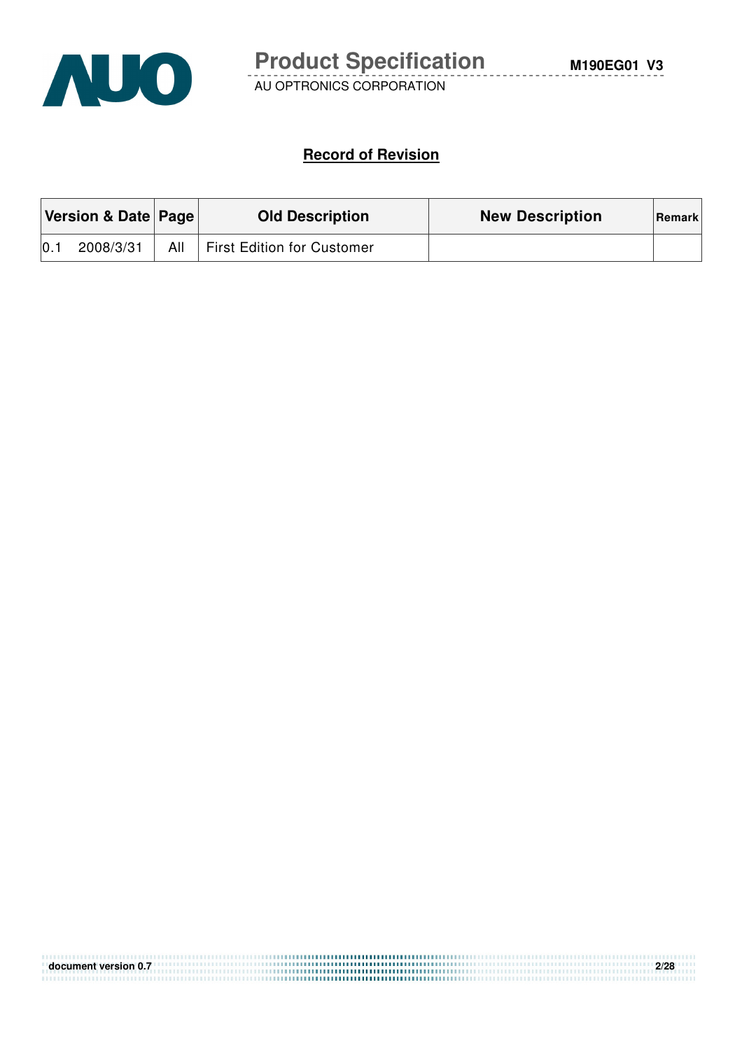## Record of Revision

| Version & Date | Page | Old Description | New Description | Remark |
|---|---|---|---|---|
| 0.1 2008/3/31 | All | First Edition for Customer | | |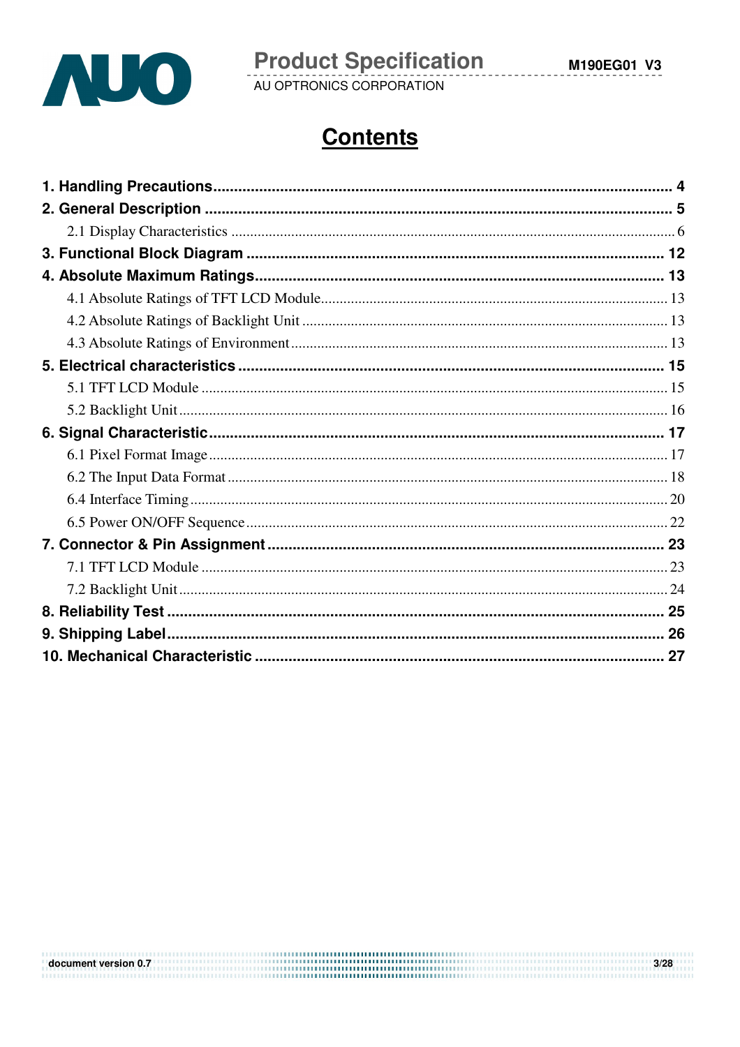# Contents

**1. Handling Precautions** ............................................................ **4**

**2. General Description** ............................................................ **5**

- 2.1 Display Characteristics ............................................................ 6

**3. Functional Block Diagram** ............................................................ **12**

**4. Absolute Maximum Ratings** ............................................................ **13**

- 4.1 Absolute Ratings of TFT LCD Module ............................................................ 13
- 4.2 Absolute Ratings of Backlight Unit ............................................................ 13
- 4.3 Absolute Ratings of Environment ............................................................ 13

**5. Electrical characteristics** ............................................................ **15**

- 5.1 TFT LCD Module ............................................................ 15
- 5.2 Backlight Unit ............................................................ 16

**6. Signal Characteristic** ............................................................ **17**

- 6.1 Pixel Format Image ............................................................ 17
- 6.2 The Input Data Format ............................................................ 18
- 6.4 Interface Timing ............................................................ 20
- 6.5 Power ON/OFF Sequence ............................................................ 22

**7. Connector & Pin Assignment** ............................................................ **23**

- 7.1 TFT LCD Module ............................................................ 23
- 7.2 Backlight Unit ............................................................ 24

**8. Reliability Test** ............................................................ **25**

**9. Shipping Label** ............................................................ **26**

**10. Mechanical Characteristic** ............................................................ **27**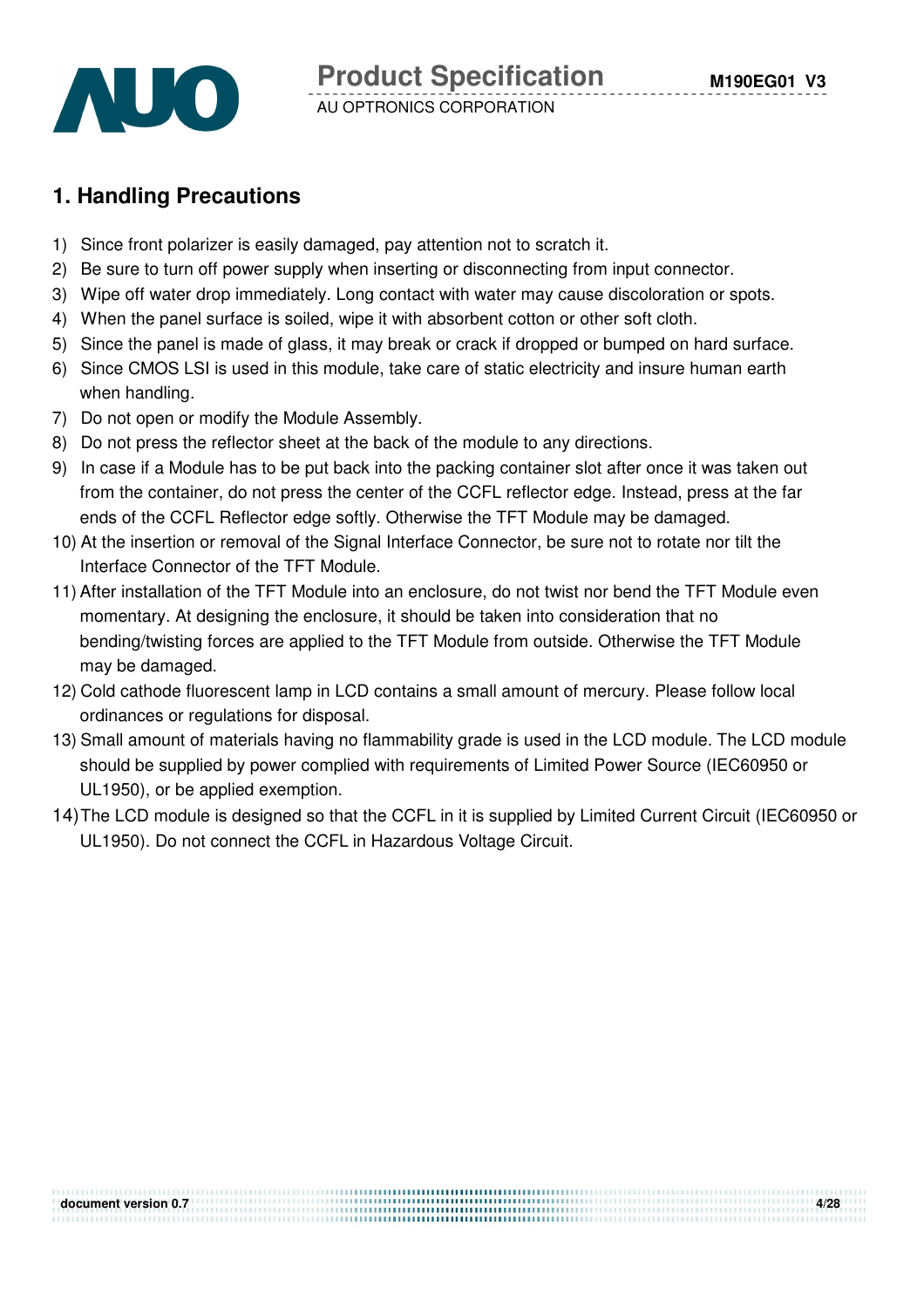## 1. Handling Precautions

1) Since front polarizer is easily damaged, pay attention not to scratch it.
2) Be sure to turn off power supply when inserting or disconnecting from input connector.
3) Wipe off water drop immediately. Long contact with water may cause discoloration or spots.
4) When the panel surface is soiled, wipe it with absorbent cotton or other soft cloth.
5) Since the panel is made of glass, it may break or crack if dropped or bumped on hard surface.
6) Since CMOS LSI is used in this module, take care of static electricity and insure human earth when handling.
7) Do not open or modify the Module Assembly.
8) Do not press the reflector sheet at the back of the module to any directions.
9) In case if a Module has to be put back into the packing container slot after once it was taken out from the container, do not press the center of the CCFL reflector edge. Instead, press at the far ends of the CCFL Reflector edge softly. Otherwise the TFT Module may be damaged.
10) At the insertion or removal of the Signal Interface Connector, be sure not to rotate nor tilt the Interface Connector of the TFT Module.
11) After installation of the TFT Module into an enclosure, do not twist nor bend the TFT Module even momentary. At designing the enclosure, it should be taken into consideration that no bending/twisting forces are applied to the TFT Module from outside. Otherwise the TFT Module may be damaged.
12) Cold cathode fluorescent lamp in LCD contains a small amount of mercury. Please follow local ordinances or regulations for disposal.
13) Small amount of materials having no flammability grade is used in the LCD module. The LCD module should be supplied by power complied with requirements of Limited Power Source (IEC60950 or UL1950), or be applied exemption.
14) The LCD module is designed so that the CCFL in it is supplied by Limited Current Circuit (IEC60950 or UL1950). Do not connect the CCFL in Hazardous Voltage Circuit.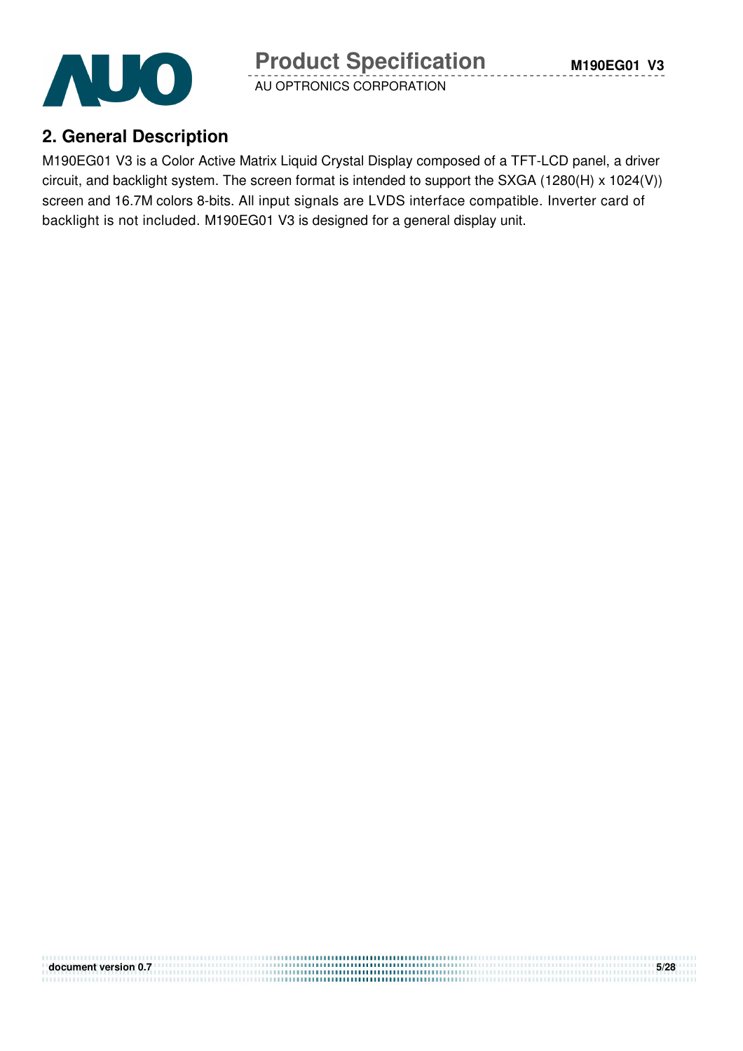## 2. General Description

M190EG01 V3 is a Color Active Matrix Liquid Crystal Display composed of a TFT-LCD panel, a driver circuit, and backlight system. The screen format is intended to support the SXGA (1280(H) x 1024(V)) screen and 16.7M colors 8-bits. All input signals are LVDS interface compatible. Inverter card of backlight is not included. M190EG01 V3 is designed for a general display unit.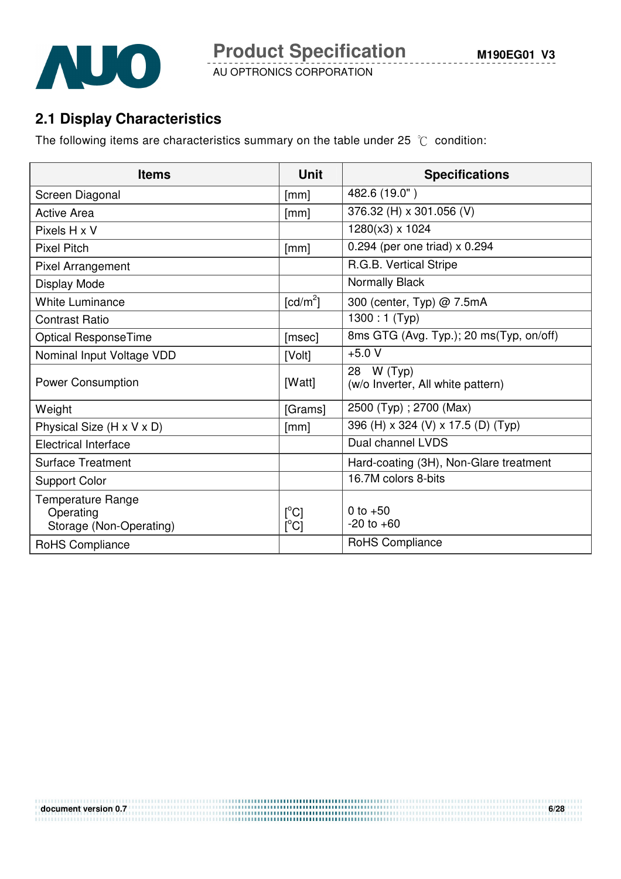## 2.1 Display Characteristics

The following items are characteristics summary on the table under 25 ℃ condition:

| Items | Unit | Specifications |
|---|---|---|
| Screen Diagonal | [mm] | 482.6 (19.0" ) |
| Active Area | [mm] | 376.32 (H) x 301.056 (V) |
| Pixels H x V | | 1280(x3) x 1024 |
| Pixel Pitch | [mm] | 0.294 (per one triad) x 0.294 |
| Pixel Arrangement | | R.G.B. Vertical Stripe |
| Display Mode | | Normally Black |
| White Luminance | [cd/m$^2$] | 300 (center, Typ) @ 7.5mA |
| Contrast Ratio | | 1300 : 1 (Typ) |
| Optical ResponseTime | [msec] | 8ms GTG (Avg. Typ.); 20 ms(Typ, on/off) |
| Nominal Input Voltage VDD | [Volt] | +5.0 V |
| Power Consumption | [Watt] | 28 W (Typ)<br>(w/o Inverter, All white pattern) |
| Weight | [Grams] | 2500 (Typ) ; 2700 (Max) |
| Physical Size (H x V x D) | [mm] | 396 (H) x 324 (V) x 17.5 (D) (Typ) |
| Electrical Interface | | Dual channel LVDS |
| Surface Treatment | | Hard-coating (3H), Non-Glare treatment |
| Support Color | | 16.7M colors 8-bits |
| Temperature Range<br>Operating<br>Storage (Non-Operating) | <br>[°C]<br>[°C] | <br>0 to +50<br>-20 to +60 |
| RoHS Compliance | | RoHS Compliance |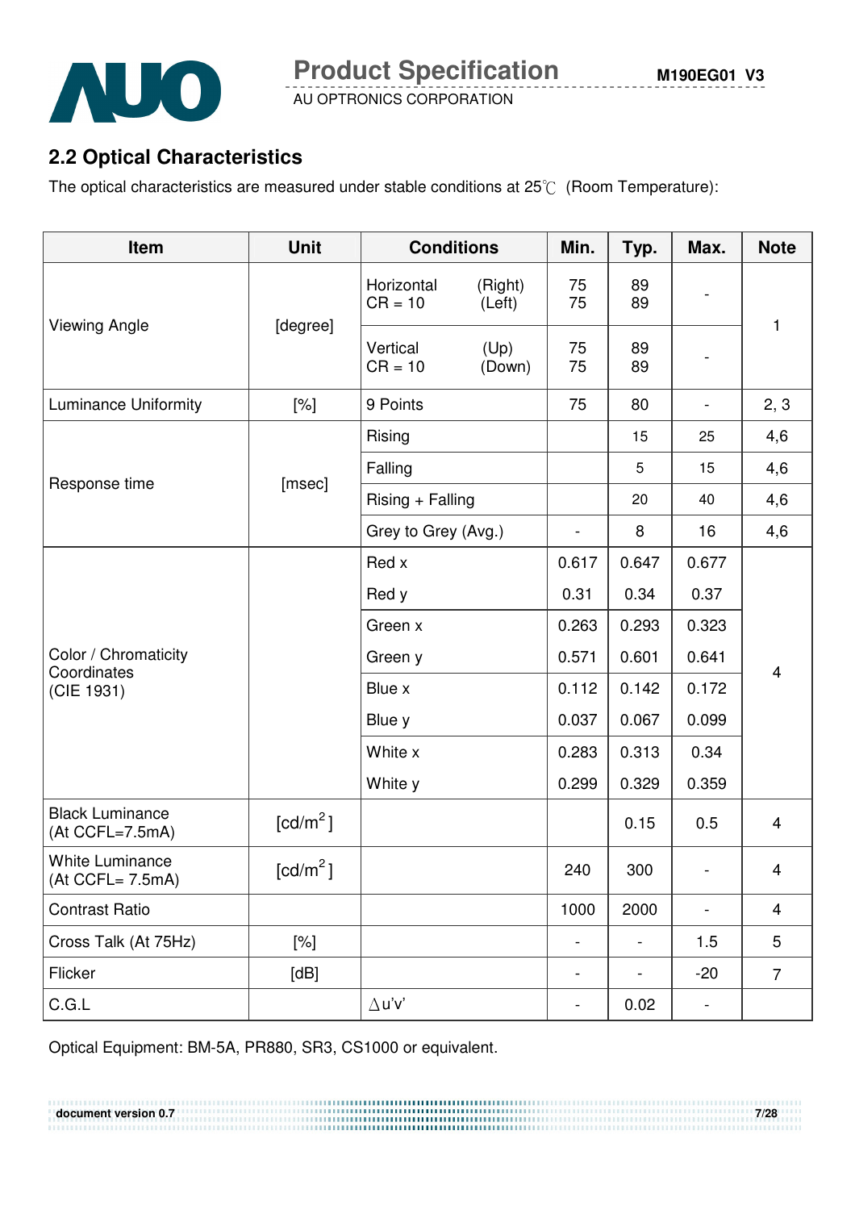## 2.2 Optical Characteristics

The optical characteristics are measured under stable conditions at 25℃ (Room Temperature):

| Item | Unit | Conditions | Min. | Typ. | Max. | Note |
|---|---|---|---|---|---|---|
| Viewing Angle | [degree] | Horizontal (Right) CR = 10 (Left) | 75 75 | 89 89 | - | 1 |
| | | Vertical (Up) CR = 10 (Down) | 75 75 | 89 89 | - | |
| Luminance Uniformity | [%] | 9 Points | 75 | 80 | - | 2, 3 |
| Response time | [msec] | Rising | | 15 | 25 | 4,6 |
| | | Falling | | 5 | 15 | 4,6 |
| | | Rising + Falling | | 20 | 40 | 4,6 |
| | | Grey to Grey (Avg.) | - | 8 | 16 | 4,6 |
| Color / Chromaticity Coordinates (CIE 1931) | | Red x | 0.617 | 0.647 | 0.677 | 4 |
| | | Red y | 0.31 | 0.34 | 0.37 | |
| | | Green x | 0.263 | 0.293 | 0.323 | |
| | | Green y | 0.571 | 0.601 | 0.641 | |
| | | Blue x | 0.112 | 0.142 | 0.172 | |
| | | Blue y | 0.037 | 0.067 | 0.099 | |
| | | White x | 0.283 | 0.313 | 0.34 | |
| | | White y | 0.299 | 0.329 | 0.359 | |
| Black Luminance (At CCFL=7.5mA) | [cd/m$^2$] | | | 0.15 | 0.5 | 4 |
| White Luminance (At CCFL= 7.5mA) | [cd/m$^2$] | | 240 | 300 | - | 4 |
| Contrast Ratio | | | 1000 | 2000 | - | 4 |
| Cross Talk (At 75Hz) | [%] | | - | - | 1.5 | 5 |
| Flicker | [dB] | | - | - | -20 | 7 |
| C.G.L | | $\Delta$u'v' | - | 0.02 | - | |

Optical Equipment: BM-5A, PR880, SR3, CS1000 or equivalent.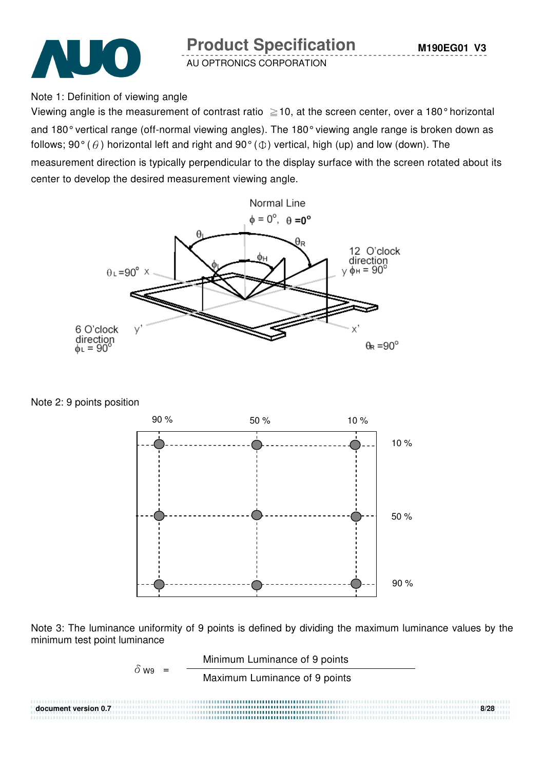Note 1: Definition of viewing angle

Viewing angle is the measurement of contrast ratio ≧10, at the screen center, over a 180° horizontal and 180° vertical range (off-normal viewing angles). The 180° viewing angle range is broken down as follows; 90° ($\theta$) horizontal left and right and 90° ($\Phi$) vertical, high (up) and low (down). The measurement direction is typically perpendicular to the display surface with the screen rotated about its center to develop the desired measurement viewing angle.

Normal Line

$\phi = 0^\circ$, $\theta = 0^\circ$

$\theta_L$ $\theta_R$ $\phi_L$ $\phi_H$

$\theta_L = 90^\circ$ x

12 O'clock direction y $\phi_H = 90^\circ$

6 O'clock direction $\phi_L = 90^\circ$ y'

x'

$\theta_R = 90^\circ$

Note 2: 9 points position

| | 90 % | 50 % | 10 % |
|---|---|---|---|
| 10 % | ● | ● | ● |
| 50 % | ● | ● | ● |
| 90 % | ● | ● | ● |

Note 3: The luminance uniformity of 9 points is defined by dividing the maximum luminance values by the minimum test point luminance

$$\delta_{W9} = \frac{\text{Minimum Luminance of 9 points}}{\text{Maximum Luminance of 9 points}}$$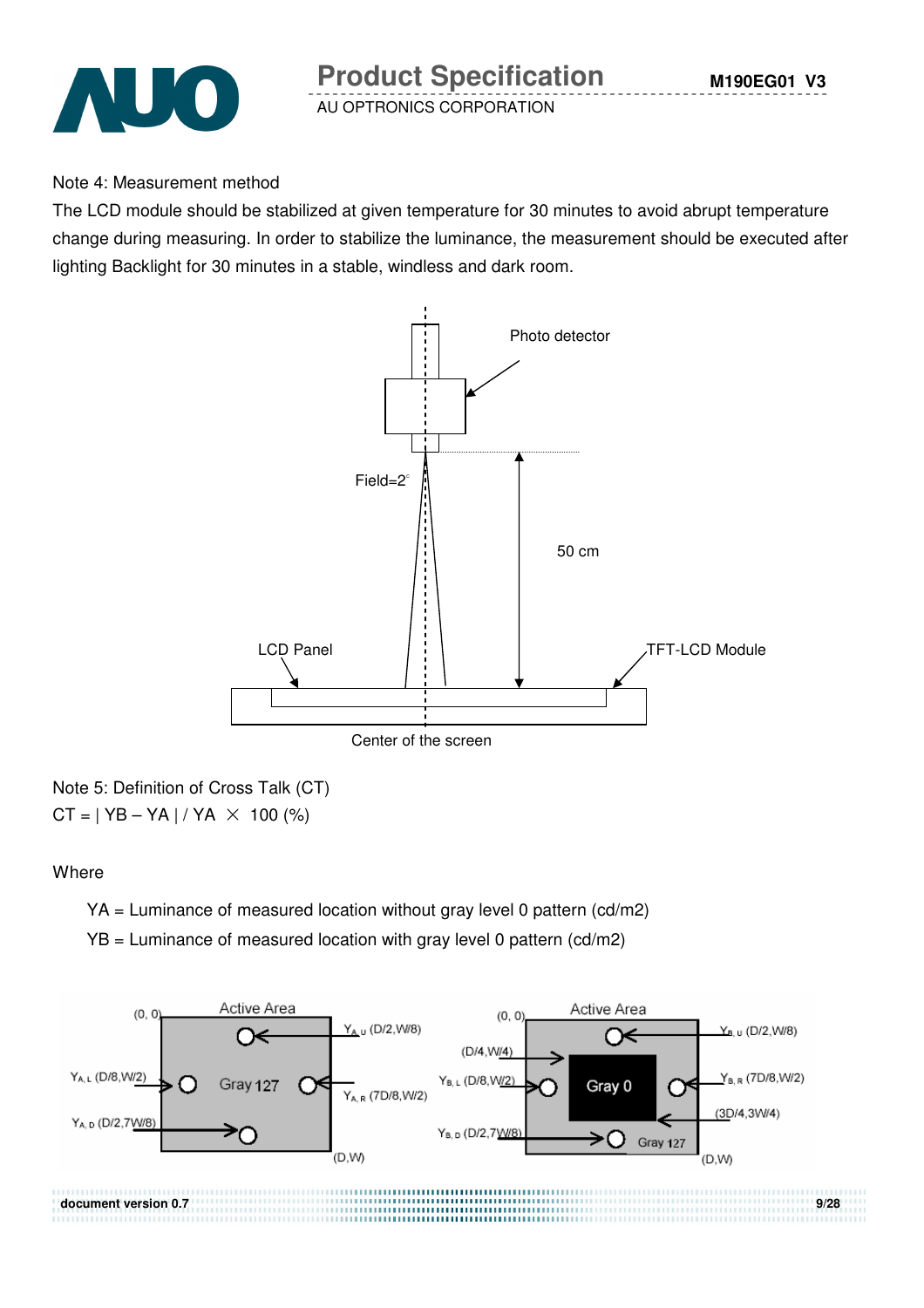Note 4: Measurement method

The LCD module should be stabilized at given temperature for 30 minutes to avoid abrupt temperature change during measuring. In order to stabilize the luminance, the measurement should be executed after lighting Backlight for 30 minutes in a stable, windless and dark room.

Photo detector

Field=2°

50 cm

LCD Panel

TFT-LCD Module

Center of the screen

Note 5: Definition of Cross Talk (CT)

CT = | YB – YA | / YA × 100 (%)

Where

YA = Luminance of measured location without gray level 0 pattern (cd/m2)

YB = Luminance of measured location with gray level 0 pattern (cd/m2)

Active Area: (0, 0), Gray 127, (D,W); $Y_{A,U}$ (D/2,W/8); $Y_{A,L}$ (D/8,W/2); $Y_{A,R}$ (7D/8,W/2); $Y_{A,D}$ (D/2,7W/8)

Active Area: (0, 0), (D/4,W/4), Gray 0, (3D/4,3W/4), Gray 127, (D,W); $Y_{B,U}$ (D/2,W/8); $Y_{B,L}$ (D/8,W/2); $Y_{B,R}$ (7D/8,W/2); $Y_{B,D}$ (D/2,7W/8)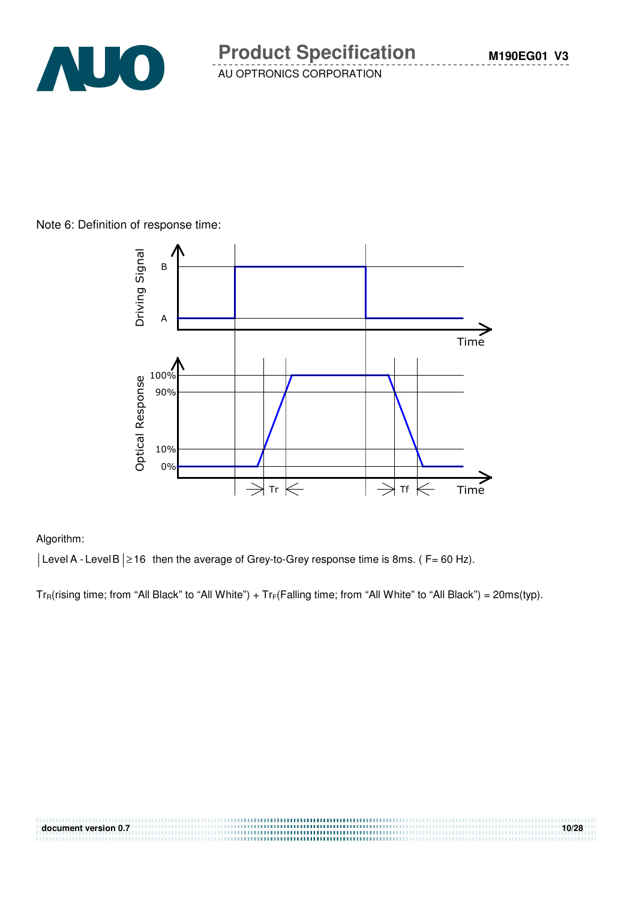Note 6: Definition of response time:

Algorithm:

$\left| \text{Level A - Level B} \right| \geq 16$ then the average of Grey-to-Grey response time is 8ms. ( F= 60 Hz).

$Tr_R$(rising time; from "All Black" to "All White") + $Tr_F$(Falling time; from "All White" to "All Black") = 20ms(typ).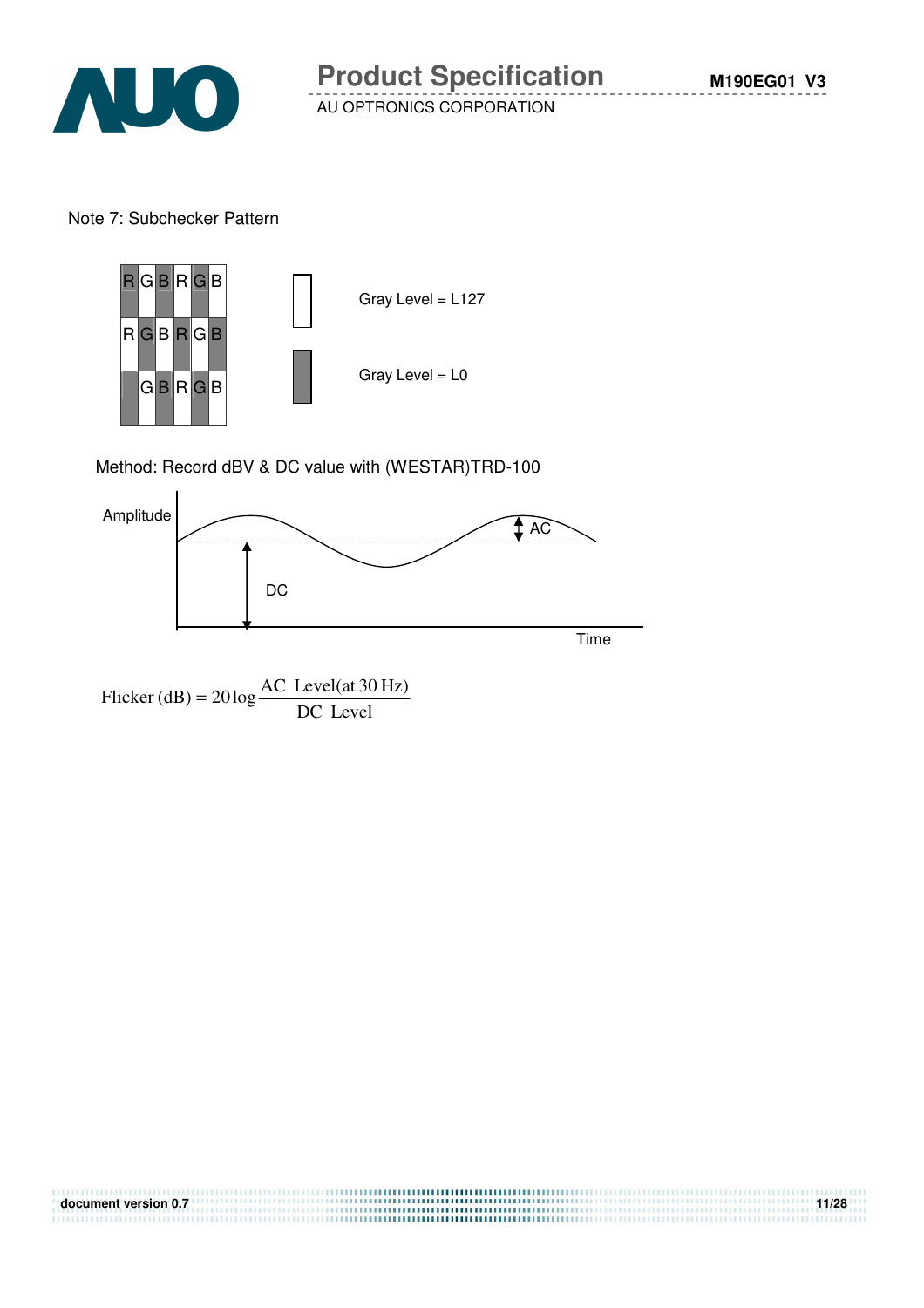Note 7: Subchecker Pattern

| R | G | B | R | G | B |
|---|---|---|---|---|---|
| R | G | B | R | G | B |
|  | G | B | R | G | B |

Gray Level = L127

Gray Level = L0

Method: Record dBV & DC value with (WESTAR)TRD-100

Amplitude

AC

DC

Time

$$\text{Flicker (dB)} = 20\log\frac{\text{AC Level(at 30 Hz)}}{\text{DC Level}}$$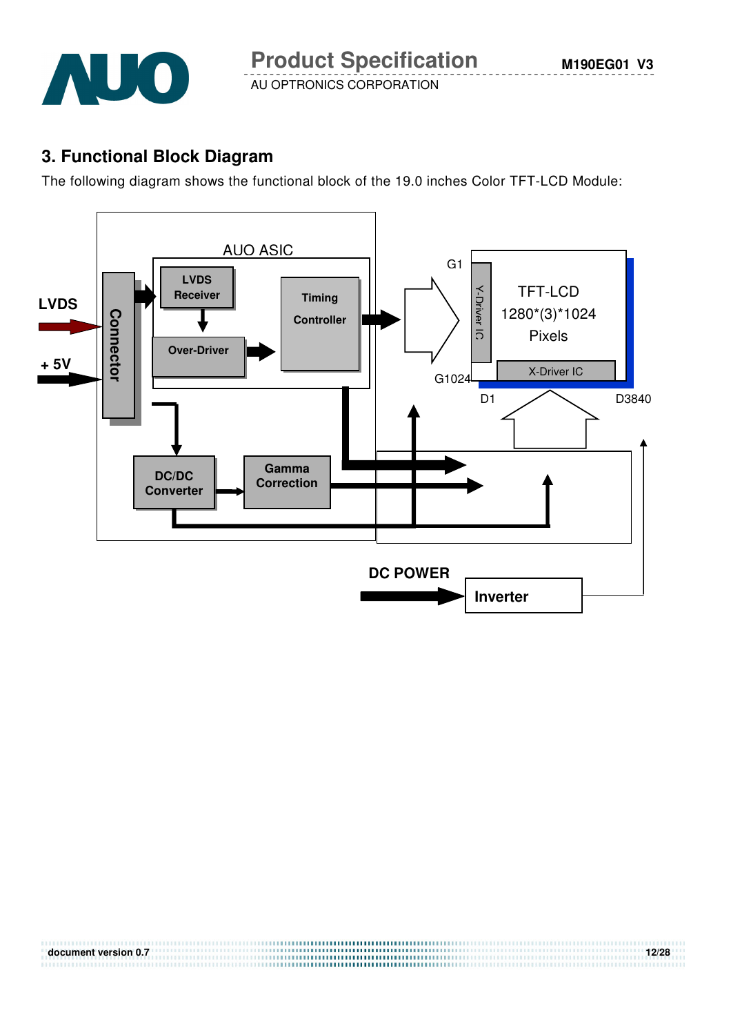## 3. Functional Block Diagram

The following diagram shows the functional block of the 19.0 inches Color TFT-LCD Module:

LVDS

+ 5V

Connector

AUO ASIC

LVDS Receiver

Over-Driver

Timing Controller

DC/DC Converter

Gamma Correction

G1

G1024

Y-Driver IC

TFT-LCD 1280*(3)*1024 Pixels

X-Driver IC

D1

D3840

DC POWER

Inverter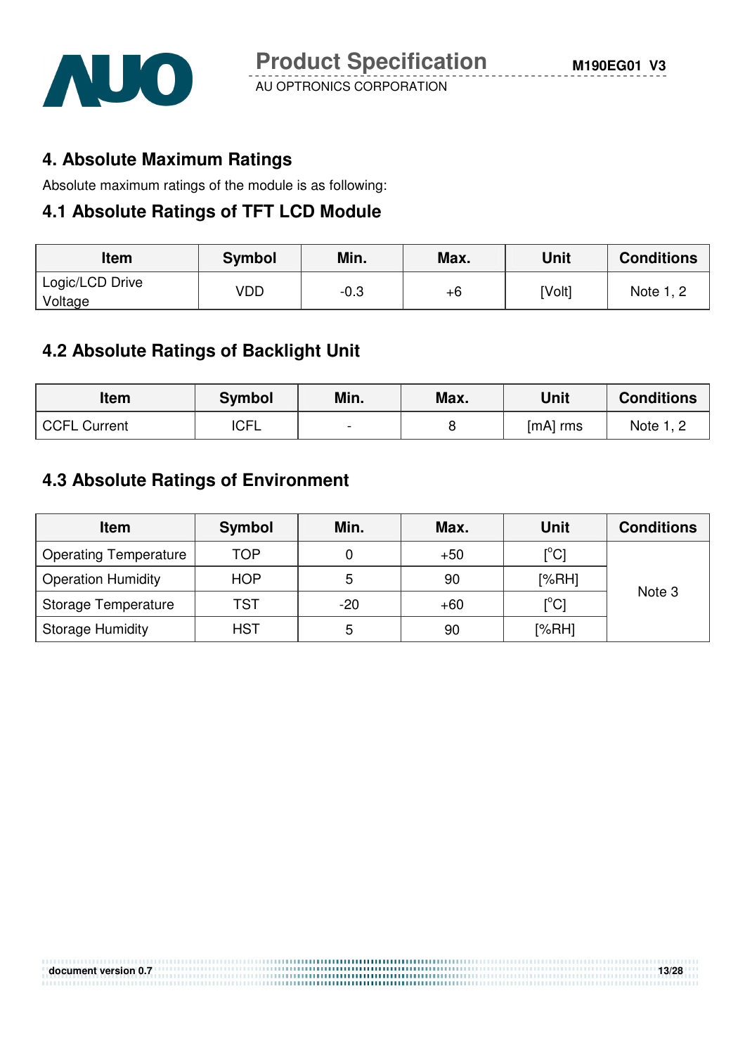## 4. Absolute Maximum Ratings

Absolute maximum ratings of the module is as following:

### 4.1 Absolute Ratings of TFT LCD Module

| Item | Symbol | Min. | Max. | Unit | Conditions |
|---|---|---|---|---|---|
| Logic/LCD Drive Voltage | VDD | -0.3 | +6 | [Volt] | Note 1, 2 |

### 4.2 Absolute Ratings of Backlight Unit

| Item | Symbol | Min. | Max. | Unit | Conditions |
|---|---|---|---|---|---|
| CCFL Current | ICFL | - | 8 | [mA] rms | Note 1, 2 |

### 4.3 Absolute Ratings of Environment

| Item | Symbol | Min. | Max. | Unit | Conditions |
|---|---|---|---|---|---|
| Operating Temperature | TOP | 0 | +50 | [°C] | Note 3 |
| Operation Humidity | HOP | 5 | 90 | [%RH] | |
| Storage Temperature | TST | -20 | +60 | [°C] | |
| Storage Humidity | HST | 5 | 90 | [%RH] | |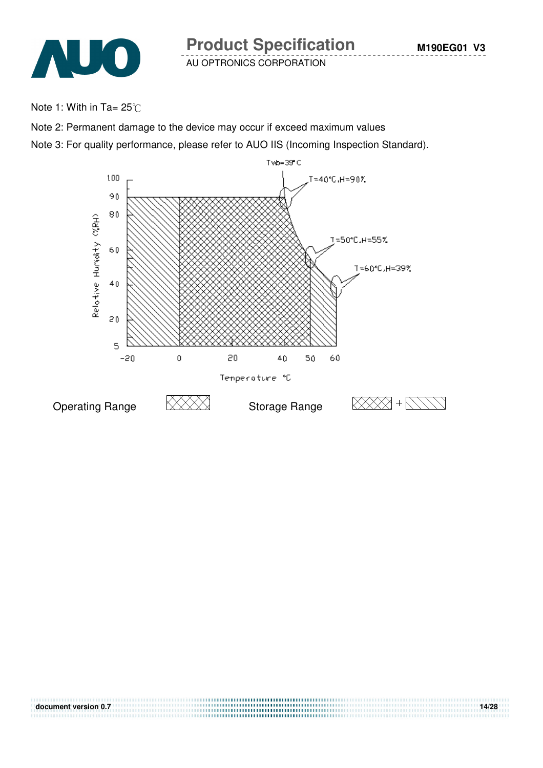Note 1: With in Ta= 25℃

Note 2: Permanent damage to the device may occur if exceed maximum values

Note 3: For quality performance, please refer to AUO IIS (Incoming Inspection Standard).

Twb=39°C

T=40°C,H=90%

T=50°C,H=55%

T=60°C,H=39%

Relative Humidity (%RH)

Temperature °C

Operating Range

Storage Range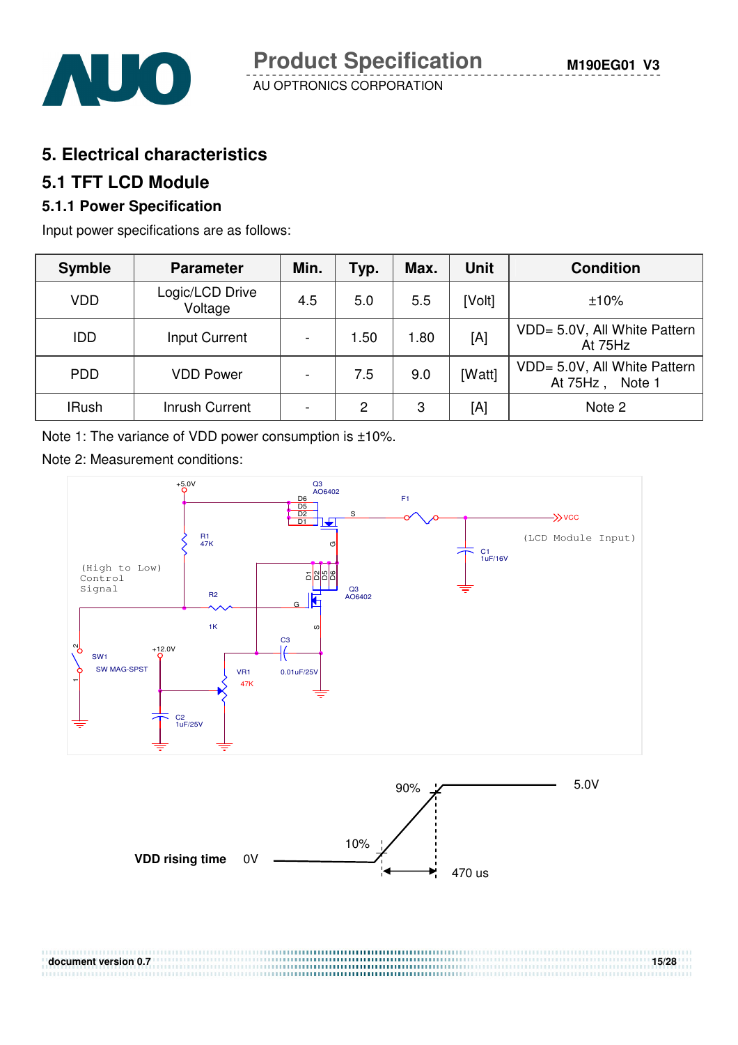# 5. Electrical characteristics

## 5.1 TFT LCD Module

### 5.1.1 Power Specification

Input power specifications are as follows:

| Symble | Parameter | Min. | Typ. | Max. | Unit | Condition |
|---|---|---|---|---|---|---|
| VDD | Logic/LCD Drive Voltage | 4.5 | 5.0 | 5.5 | [Volt] | ±10% |
| IDD | Input Current | - | 1.50 | 1.80 | [A] | VDD= 5.0V, All White Pattern At 75Hz |
| PDD | VDD Power | - | 7.5 | 9.0 | [Watt] | VDD= 5.0V, All White Pattern At 75Hz , Note 1 |
| IRush | Inrush Current | - | 2 | 3 | [A] | Note 2 |

Note 1: The variance of VDD power consumption is ±10%.

Note 2: Measurement conditions:

(High to Low) Control Signal

(LCD Module Input)

VDD rising time 0V — 10% — 90% — 5.0V — 470 us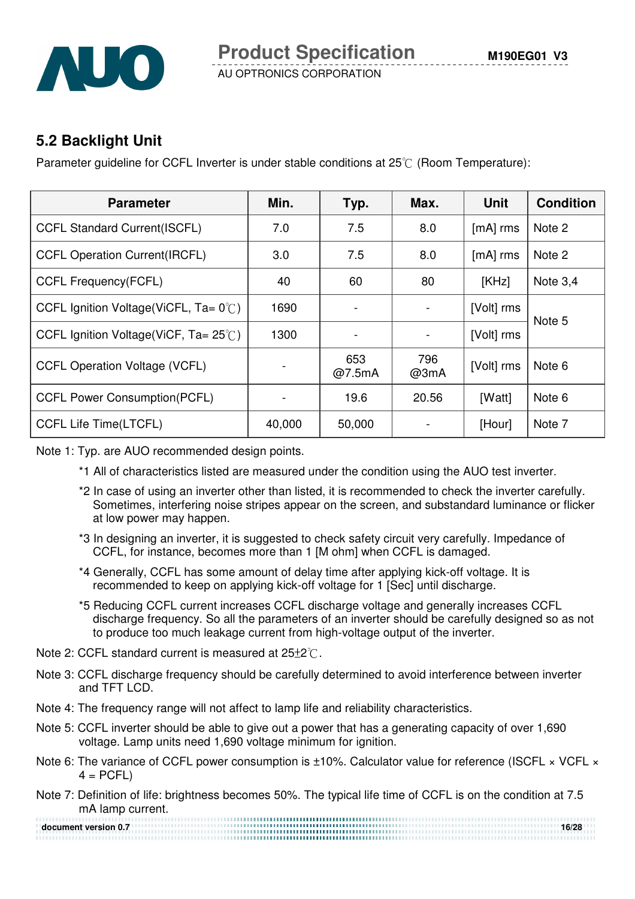## 5.2 Backlight Unit

Parameter guideline for CCFL Inverter is under stable conditions at 25℃ (Room Temperature):

| Parameter | Min. | Typ. | Max. | Unit | Condition |
|---|---|---|---|---|---|
| CCFL Standard Current(ISCFL) | 7.0 | 7.5 | 8.0 | [mA] rms | Note 2 |
| CCFL Operation Current(IRCFL) | 3.0 | 7.5 | 8.0 | [mA] rms | Note 2 |
| CCFL Frequency(FCFL) | 40 | 60 | 80 | [KHz] | Note 3,4 |
| CCFL Ignition Voltage(ViCFL, Ta= 0℃) | 1690 | - | - | [Volt] rms | Note 5 |
| CCFL Ignition Voltage(ViCF, Ta= 25℃) | 1300 | - | - | [Volt] rms | |
| CCFL Operation Voltage (VCFL) | - | 653 @7.5mA | 796 @3mA | [Volt] rms | Note 6 |
| CCFL Power Consumption(PCFL) | - | 19.6 | 20.56 | [Watt] | Note 6 |
| CCFL Life Time(LTCFL) | 40,000 | 50,000 | - | [Hour] | Note 7 |

Note 1: Typ. are AUO recommended design points.

*1 All of characteristics listed are measured under the condition using the AUO test inverter.

*2 In case of using an inverter other than listed, it is recommended to check the inverter carefully. Sometimes, interfering noise stripes appear on the screen, and substandard luminance or flicker at low power may happen.

*3 In designing an inverter, it is suggested to check safety circuit very carefully. Impedance of CCFL, for instance, becomes more than 1 [M ohm] when CCFL is damaged.

*4 Generally, CCFL has some amount of delay time after applying kick-off voltage. It is recommended to keep on applying kick-off voltage for 1 [Sec] until discharge.

*5 Reducing CCFL current increases CCFL discharge voltage and generally increases CCFL discharge frequency. So all the parameters of an inverter should be carefully designed so as not to produce too much leakage current from high-voltage output of the inverter.

Note 2: CCFL standard current is measured at 25±2℃.

Note 3: CCFL discharge frequency should be carefully determined to avoid interference between inverter and TFT LCD.

Note 4: The frequency range will not affect to lamp life and reliability characteristics.

Note 5: CCFL inverter should be able to give out a power that has a generating capacity of over 1,690 voltage. Lamp units need 1,690 voltage minimum for ignition.

Note 6: The variance of CCFL power consumption is ±10%. Calculator value for reference (ISCFL × VCFL × 4 = PCFL)

Note 7: Definition of life: brightness becomes 50%. The typical life time of CCFL is on the condition at 7.5 mA lamp current.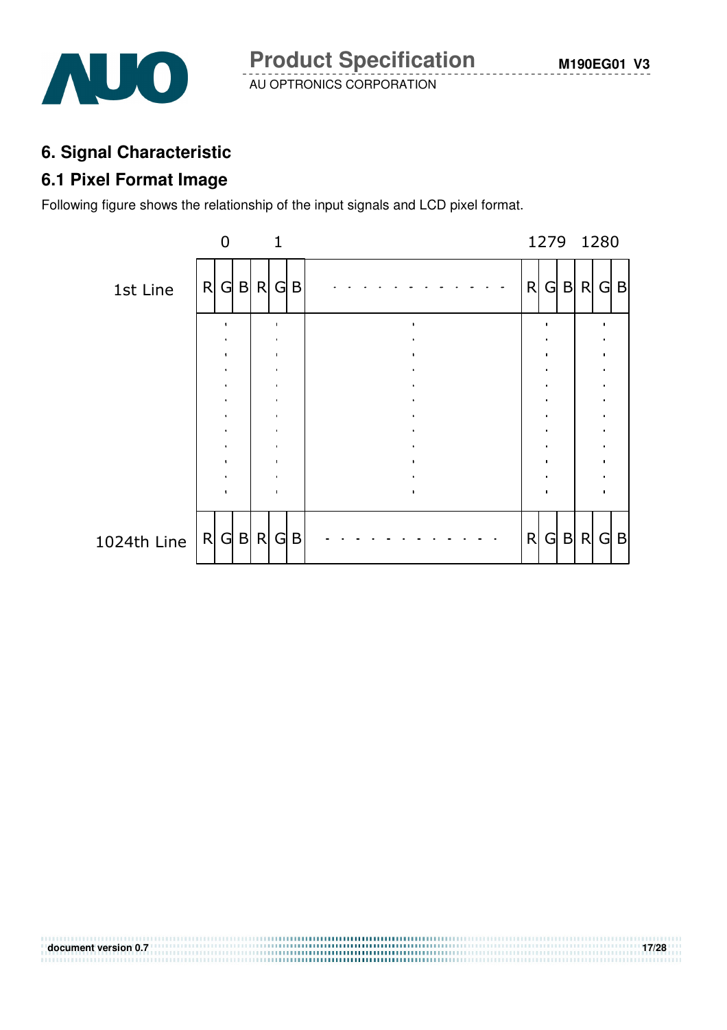# 6. Signal Characteristic

## 6.1 Pixel Format Image

Following figure shows the relationship of the input signals and LCD pixel format.

| | 0 | | | 1 | | | | 1279 | | | 1280 | | |
|---|---|---|---|---|---|---|---|---|---|---|---|---|---|
| 1st Line | R | G | B | R | G | B | - - - - - - - - - - - - | R | G | B | R | G | B |
| ⋮ | ⋮ | | | ⋮ | | | ⋮ | ⋮ | | | ⋮ | | |
| 1024th Line | R | G | B | R | G | B | - - - - - - - - - - - - | R | G | B | R | G | B |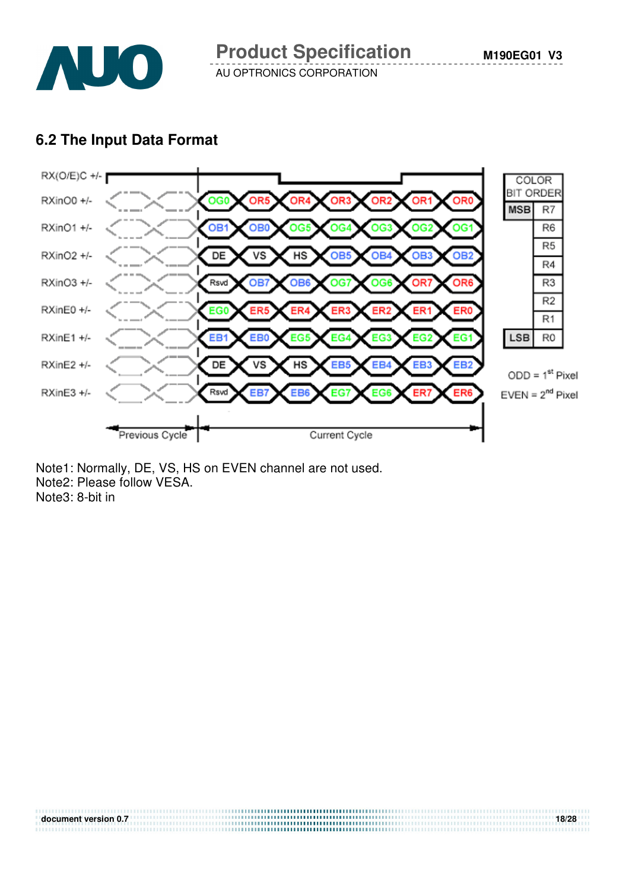## 6.2 The Input Data Format

| Signal | Current Cycle (bit 1) | bit 2 | bit 3 | bit 4 | bit 5 | bit 6 | bit 7 |
|---|---|---|---|---|---|---|---|
| RXinO0 +/- | OG0 | OR5 | OR4 | OR3 | OR2 | OR1 | OR0 |
| RXinO1 +/- | OB1 | OB0 | OG5 | OG4 | OG3 | OG2 | OG1 |
| RXinO2 +/- | DE | VS | HS | OB5 | OB4 | OB3 | OB2 |
| RXinO3 +/- | Rsvd | OB7 | OB6 | OG7 | OG6 | OR7 | OR6 |
| RXinE0 +/- | EG0 | ER5 | ER4 | ER3 | ER2 | ER1 | ER0 |
| RXinE1 +/- | EB1 | EB0 | EG5 | EG4 | EG3 | EG2 | EG1 |
| RXinE2 +/- | DE | VS | HS | EB5 | EB4 | EB3 | EB2 |
| RXinE3 +/- | Rsvd | EB7 | EB6 | EG7 | EG6 | ER7 | ER6 |

RX(O/E)C +/- : Previous Cycle / Current Cycle

| COLOR BIT ORDER | |
|---|---|
| MSB | R7 |
| | R6 |
| | R5 |
| | R4 |
| | R3 |
| | R2 |
| | R1 |
| LSB | R0 |

ODD = 1st Pixel
EVEN = 2nd Pixel

Note1: Normally, DE, VS, HS on EVEN channel are not used.
Note2: Please follow VESA.
Note3: 8-bit in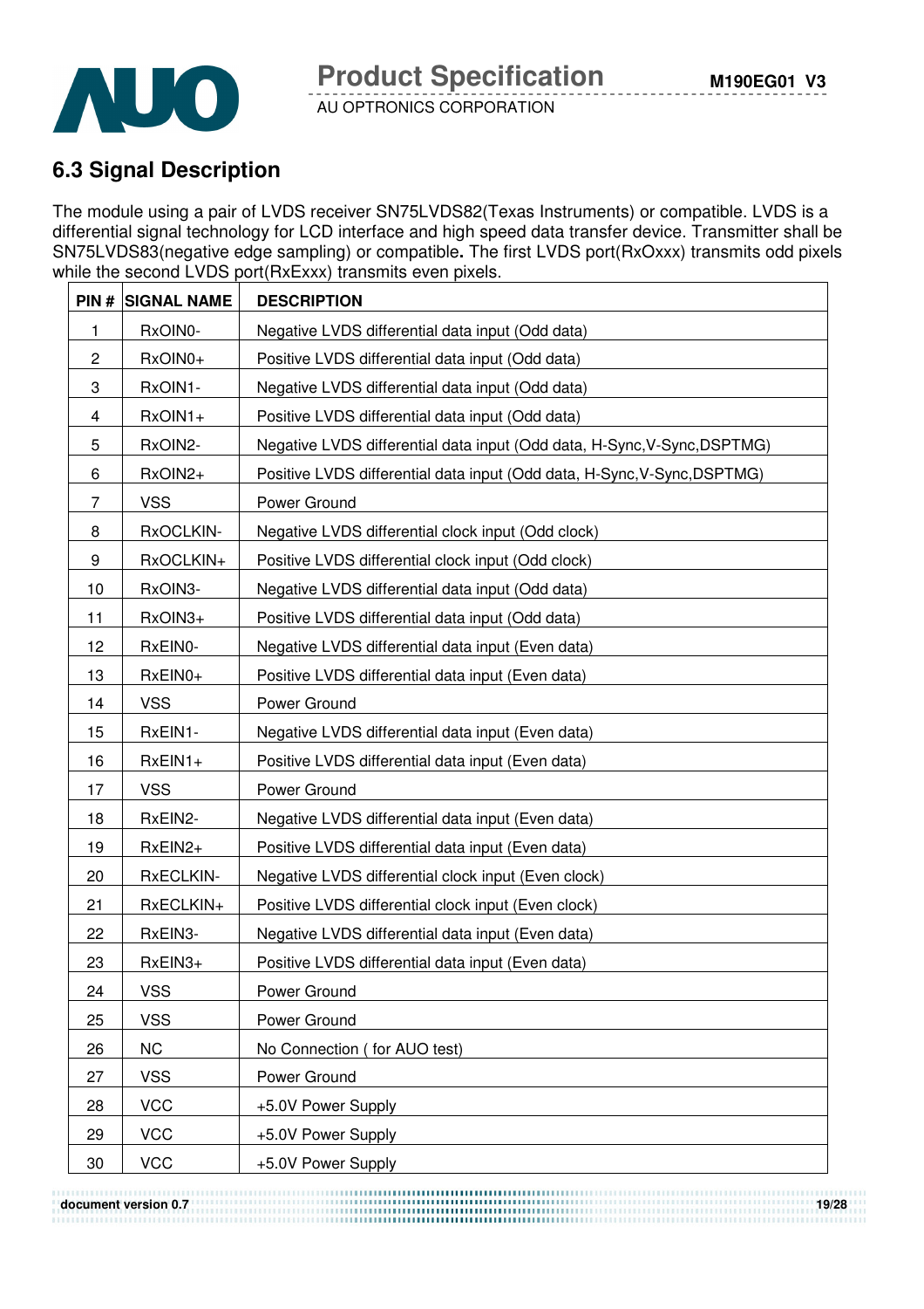## 6.3 Signal Description

The module using a pair of LVDS receiver SN75LVDS82(Texas Instruments) or compatible. LVDS is a differential signal technology for LCD interface and high speed data transfer device. Transmitter shall be SN75LVDS83(negative edge sampling) or compatible**.** The first LVDS port(RxOxxx) transmits odd pixels while the second LVDS port(RxExxx) transmits even pixels.

| PIN # | SIGNAL NAME | DESCRIPTION |
|---|---|---|
| 1 | RxOIN0- | Negative LVDS differential data input (Odd data) |
| 2 | RxOIN0+ | Positive LVDS differential data input (Odd data) |
| 3 | RxOIN1- | Negative LVDS differential data input (Odd data) |
| 4 | RxOIN1+ | Positive LVDS differential data input (Odd data) |
| 5 | RxOIN2- | Negative LVDS differential data input (Odd data, H-Sync,V-Sync,DSPTMG) |
| 6 | RxOIN2+ | Positive LVDS differential data input (Odd data, H-Sync,V-Sync,DSPTMG) |
| 7 | VSS | Power Ground |
| 8 | RxOCLKIN- | Negative LVDS differential clock input (Odd clock) |
| 9 | RxOCLKIN+ | Positive LVDS differential clock input (Odd clock) |
| 10 | RxOIN3- | Negative LVDS differential data input (Odd data) |
| 11 | RxOIN3+ | Positive LVDS differential data input (Odd data) |
| 12 | RxEIN0- | Negative LVDS differential data input (Even data) |
| 13 | RxEIN0+ | Positive LVDS differential data input (Even data) |
| 14 | VSS | Power Ground |
| 15 | RxEIN1- | Negative LVDS differential data input (Even data) |
| 16 | RxEIN1+ | Positive LVDS differential data input (Even data) |
| 17 | VSS | Power Ground |
| 18 | RxEIN2- | Negative LVDS differential data input (Even data) |
| 19 | RxEIN2+ | Positive LVDS differential data input (Even data) |
| 20 | RxECLKIN- | Negative LVDS differential clock input (Even clock) |
| 21 | RxECLKIN+ | Positive LVDS differential clock input (Even clock) |
| 22 | RxEIN3- | Negative LVDS differential data input (Even data) |
| 23 | RxEIN3+ | Positive LVDS differential data input (Even data) |
| 24 | VSS | Power Ground |
| 25 | VSS | Power Ground |
| 26 | NC | No Connection ( for AUO test) |
| 27 | VSS | Power Ground |
| 28 | VCC | +5.0V Power Supply |
| 29 | VCC | +5.0V Power Supply |
| 30 | VCC | +5.0V Power Supply |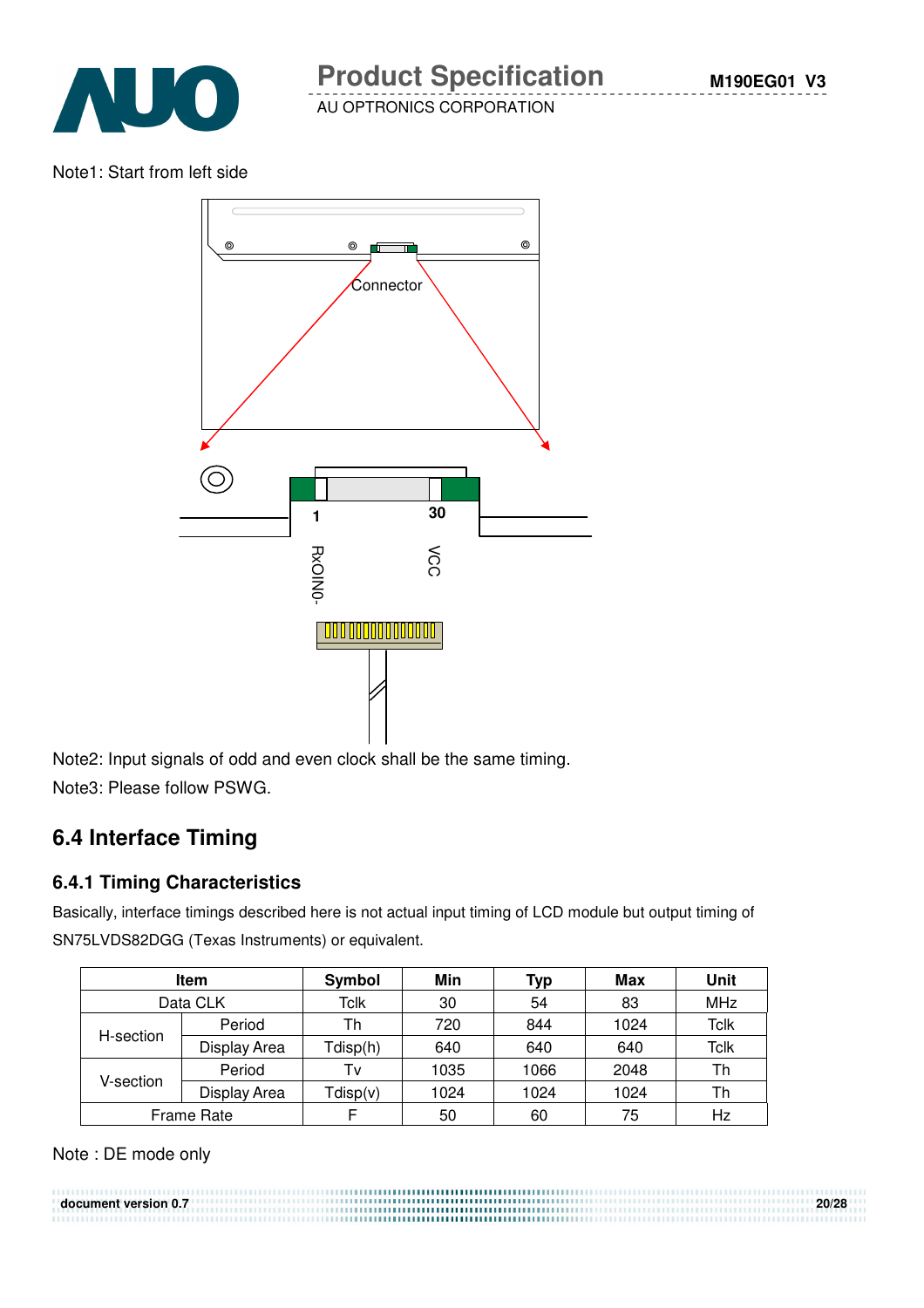Note1: Start from left side

Note2: Input signals of odd and even clock shall be the same timing.

Note3: Please follow PSWG.

## 6.4 Interface Timing

### 6.4.1 Timing Characteristics

Basically, interface timings described here is not actual input timing of LCD module but output timing of SN75LVDS82DGG (Texas Instruments) or equivalent.

| Item | | Symbol | Min | Typ | Max | Unit |
|---|---|---|---|---|---|---|
| Data CLK | | Tclk | 30 | 54 | 83 | MHz |
| H-section | Period | Th | 720 | 844 | 1024 | Tclk |
| | Display Area | Tdisp(h) | 640 | 640 | 640 | Tclk |
| V-section | Period | Tv | 1035 | 1066 | 2048 | Th |
| | Display Area | Tdisp(v) | 1024 | 1024 | 1024 | Th |
| Frame Rate | | F | 50 | 60 | 75 | Hz |

Note : DE mode only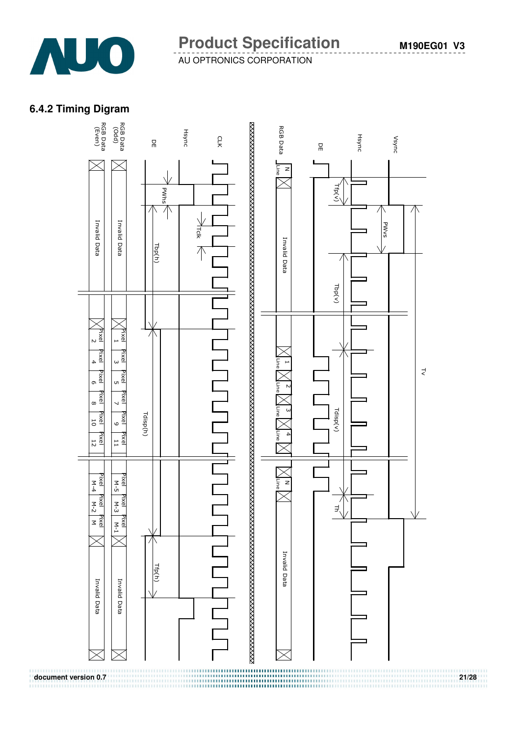## 6.4.2 Timing Digram

CLK

Hsync

DE

RGB Data (Odd)

RGB Data (Even)

PWhs

Tclk

Tbp(h)

Tdisp(h)

Tfp(h)

Invalid Data

Pixel 1 | Pixel 3 | Pixel 5 | Pixel 7 | Pixel 9 | Pixel 11

Pixel 2 | Pixel 4 | Pixel 6 | Pixel 8 | Pixel 10 | Pixel 12

Pixel M-5 | Pixel M-3 | Pixel M-1

Pixel M-4 | Pixel M-2 | Pixel M

Invalid Data

Vsync

Hsync

DE

RGB Data

Tfp(v)

PWvs

Tbp(v)

Tdisp(v)

Th

Tv

N Line

Invalid Data

1 Line | 2 Line | 3 Line | 4 Line

N Line

Invalid Data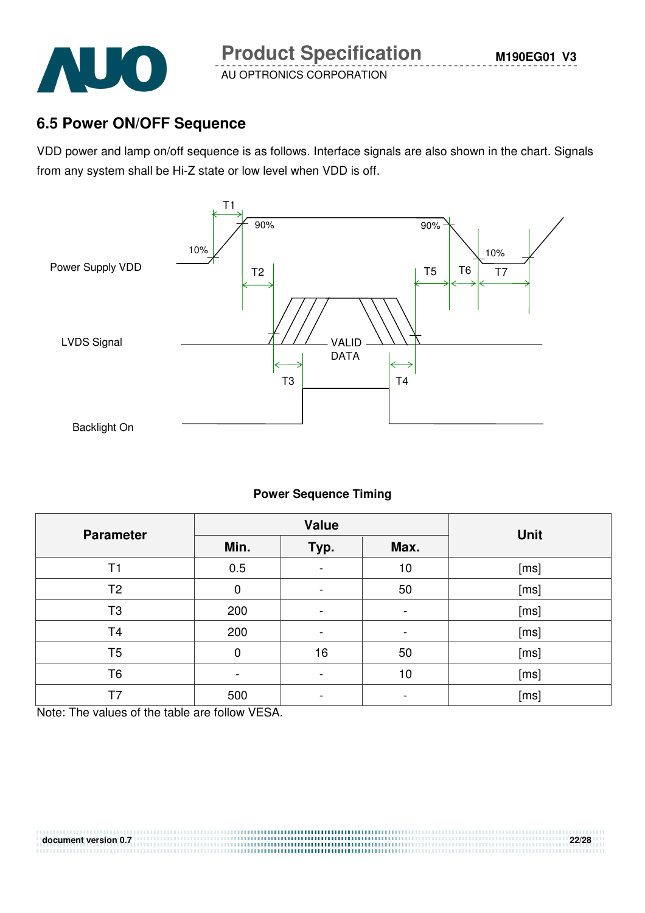## 6.5 Power ON/OFF Sequence

VDD power and lamp on/off sequence is as follows. Interface signals are also shown in the chart. Signals from any system shall be Hi-Z state or low level when VDD is off.

**Power Sequence Timing**

| Parameter | Value | | | Unit |
|---|---|---|---|---|
| | Min. | Typ. | Max. | |
| T1 | 0.5 | - | 10 | [ms] |
| T2 | 0 | - | 50 | [ms] |
| T3 | 200 | - | - | [ms] |
| T4 | 200 | - | - | [ms] |
| T5 | 0 | 16 | 50 | [ms] |
| T6 | - | - | 10 | [ms] |
| T7 | 500 | - | - | [ms] |

Note: The values of the table are follow VESA.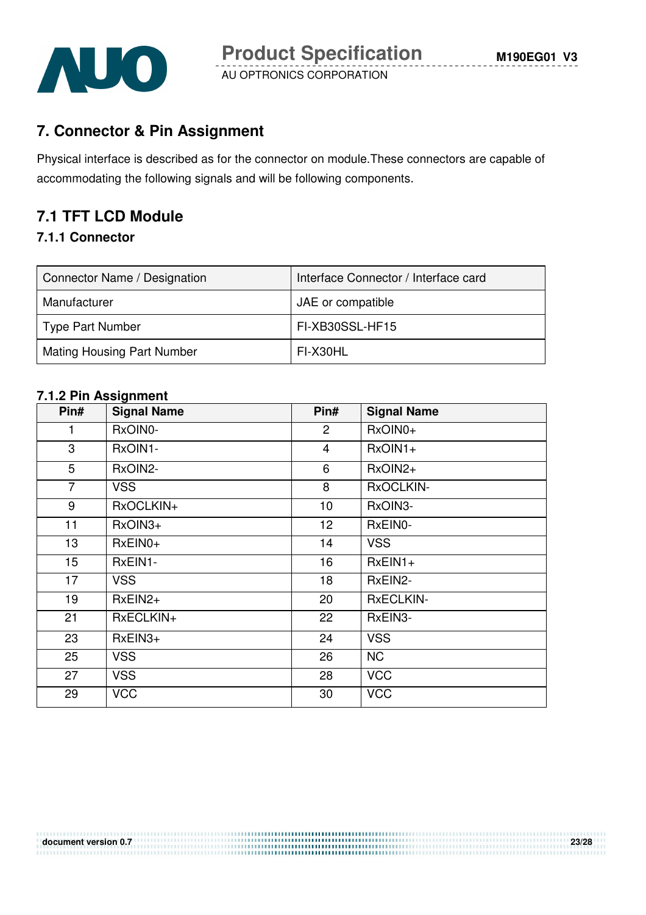## 7. Connector & Pin Assignment

Physical interface is described as for the connector on module.These connectors are capable of accommodating the following signals and will be following components.

## 7.1 TFT LCD Module

### 7.1.1 Connector

| Connector Name / Designation | Interface Connector / Interface card |
|---|---|
| Manufacturer | JAE or compatible |
| Type Part Number | FI-XB30SSL-HF15 |
| Mating Housing Part Number | FI-X30HL |

### 7.1.2 Pin Assignment

| Pin# | Signal Name | Pin# | Signal Name |
|---|---|---|---|
| 1 | RxOIN0- | 2 | RxOIN0+ |
| 3 | RxOIN1- | 4 | RxOIN1+ |
| 5 | RxOIN2- | 6 | RxOIN2+ |
| 7 | VSS | 8 | RxOCLKIN- |
| 9 | RxOCLKIN+ | 10 | RxOIN3- |
| 11 | RxOIN3+ | 12 | RxEIN0- |
| 13 | RxEIN0+ | 14 | VSS |
| 15 | RxEIN1- | 16 | RxEIN1+ |
| 17 | VSS | 18 | RxEIN2- |
| 19 | RxEIN2+ | 20 | RxECLKIN- |
| 21 | RxECLKIN+ | 22 | RxEIN3- |
| 23 | RxEIN3+ | 24 | VSS |
| 25 | VSS | 26 | NC |
| 27 | VSS | 28 | VCC |
| 29 | VCC | 30 | VCC |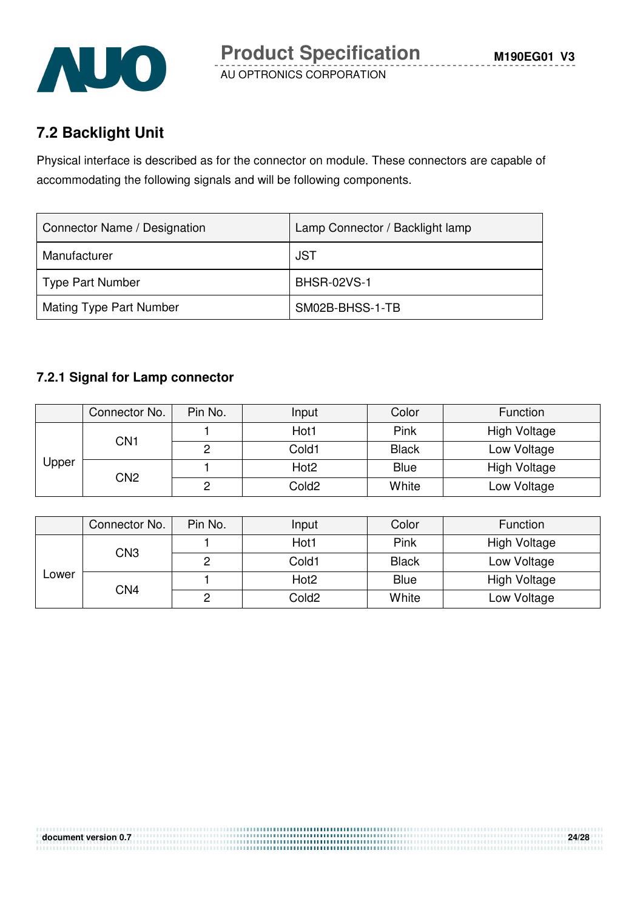## 7.2 Backlight Unit

Physical interface is described as for the connector on module. These connectors are capable of accommodating the following signals and will be following components.

| Connector Name / Designation | Lamp Connector / Backlight lamp |
|---|---|
| Manufacturer | JST |
| Type Part Number | BHSR-02VS-1 |
| Mating Type Part Number | SM02B-BHSS-1-TB |

### 7.2.1 Signal for Lamp connector

| | Connector No. | Pin No. | Input | Color | Function |
|---|---|---|---|---|---|
| Upper | CN1 | 1 | Hot1 | Pink | High Voltage |
| | | 2 | Cold1 | Black | Low Voltage |
| | CN2 | 1 | Hot2 | Blue | High Voltage |
| | | 2 | Cold2 | White | Low Voltage |

| | Connector No. | Pin No. | Input | Color | Function |
|---|---|---|---|---|---|
| Lower | CN3 | 1 | Hot1 | Pink | High Voltage |
| | | 2 | Cold1 | Black | Low Voltage |
| | CN4 | 1 | Hot2 | Blue | High Voltage |
| | | 2 | Cold2 | White | Low Voltage |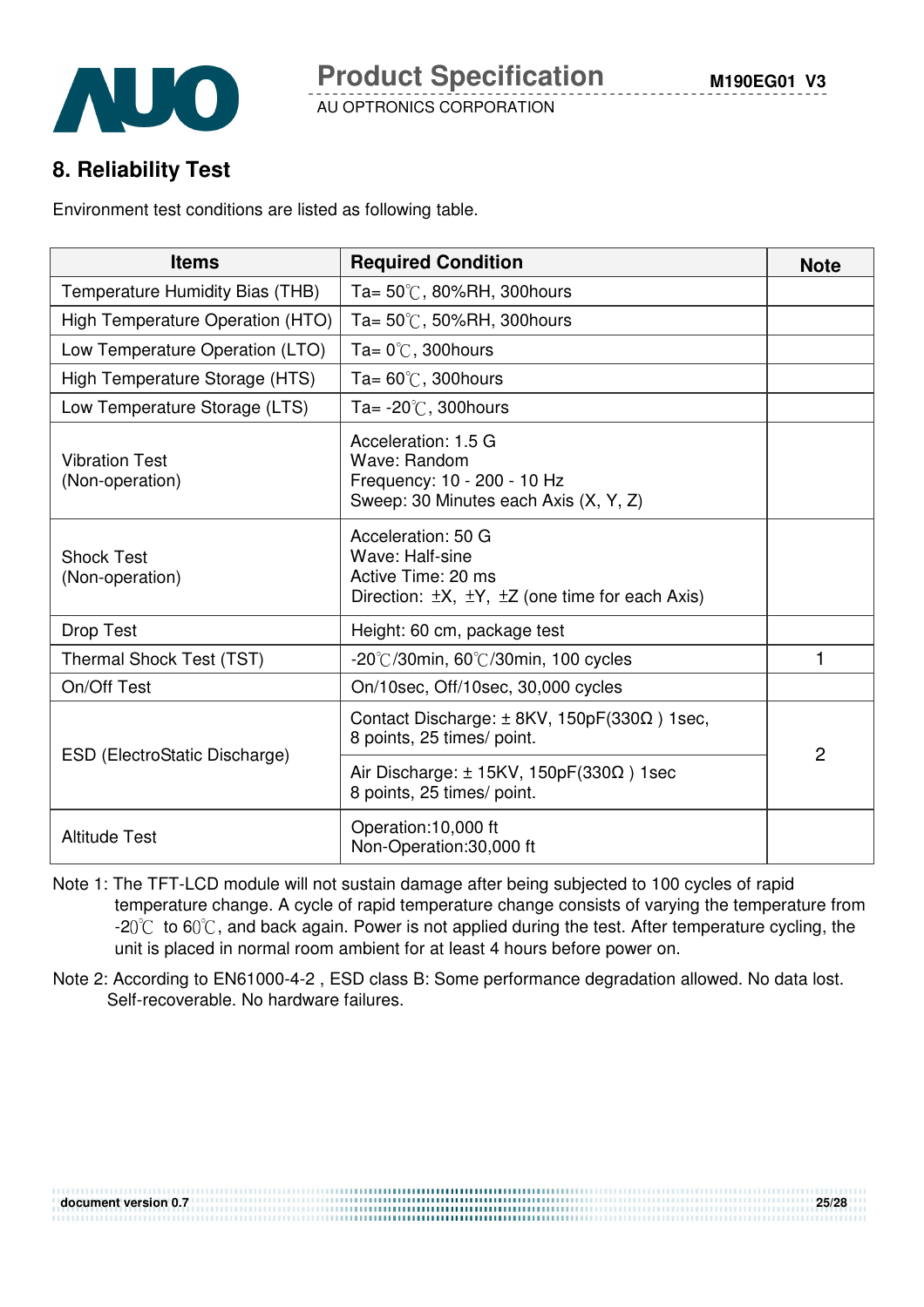## 8. Reliability Test

Environment test conditions are listed as following table.

| Items | Required Condition | Note |
|---|---|---|
| Temperature Humidity Bias (THB) | Ta= 50℃, 80%RH, 300hours | |
| High Temperature Operation (HTO) | Ta= 50℃, 50%RH, 300hours | |
| Low Temperature Operation (LTO) | Ta= 0℃, 300hours | |
| High Temperature Storage (HTS) | Ta= 60℃, 300hours | |
| Low Temperature Storage (LTS) | Ta= -20℃, 300hours | |
| Vibration Test (Non-operation) | Acceleration: 1.5 G<br>Wave: Random<br>Frequency: 10 - 200 - 10 Hz<br>Sweep: 30 Minutes each Axis (X, Y, Z) | |
| Shock Test (Non-operation) | Acceleration: 50 G<br>Wave: Half-sine<br>Active Time: 20 ms<br>Direction: ±X, ±Y, ±Z (one time for each Axis) | |
| Drop Test | Height: 60 cm, package test | |
| Thermal Shock Test (TST) | -20℃/30min, 60℃/30min, 100 cycles | 1 |
| On/Off Test | On/10sec, Off/10sec, 30,000 cycles | |
| ESD (ElectroStatic Discharge) | Contact Discharge: ± 8KV, 150pF(330Ω ) 1sec, 8 points, 25 times/ point. | 2 |
| | Air Discharge: ± 15KV, 150pF(330Ω ) 1sec 8 points, 25 times/ point. | |
| Altitude Test | Operation:10,000 ft<br>Non-Operation:30,000 ft | |

Note 1: The TFT-LCD module will not sustain damage after being subjected to 100 cycles of rapid temperature change. A cycle of rapid temperature change consists of varying the temperature from -20℃ to 60℃, and back again. Power is not applied during the test. After temperature cycling, the unit is placed in normal room ambient for at least 4 hours before power on.

Note 2: According to EN61000-4-2 , ESD class B: Some performance degradation allowed. No data lost. Self-recoverable. No hardware failures.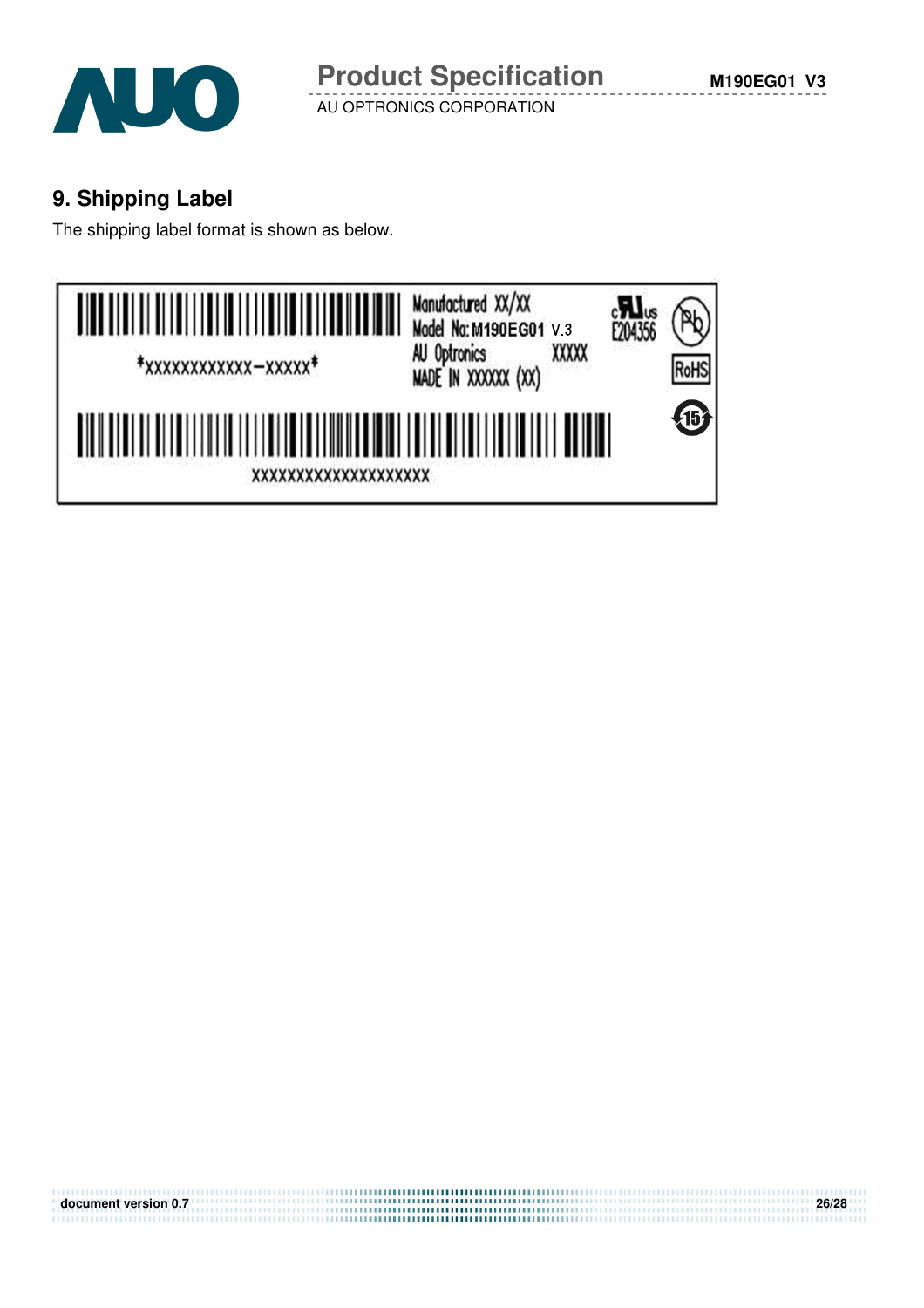## 9. Shipping Label

The shipping label format is shown as below.

*XXXXXXXXXXXX–XXXXX*

Manufactured XX/XX
Model No: M190EG01 V.3
AU Optronics XXXXX
MADE IN XXXXX (XX)

E204356

RoHS

XXXXXXXXXXXXXXXXXXXX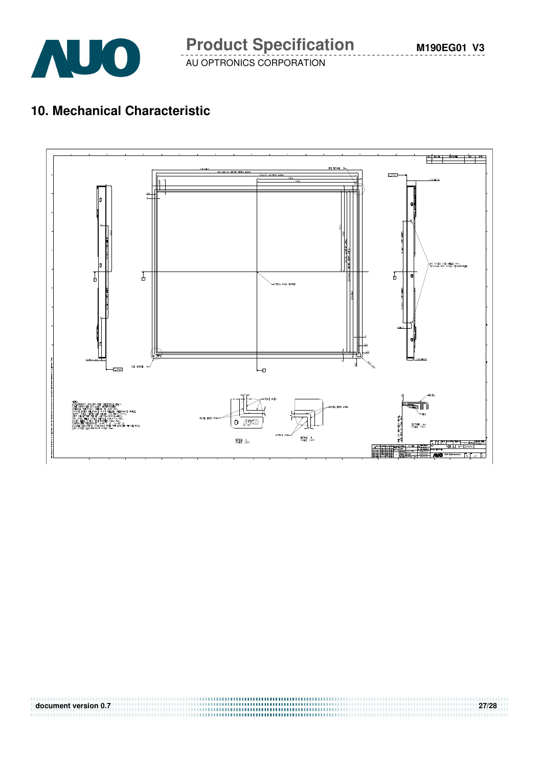## 10. Mechanical Characteristic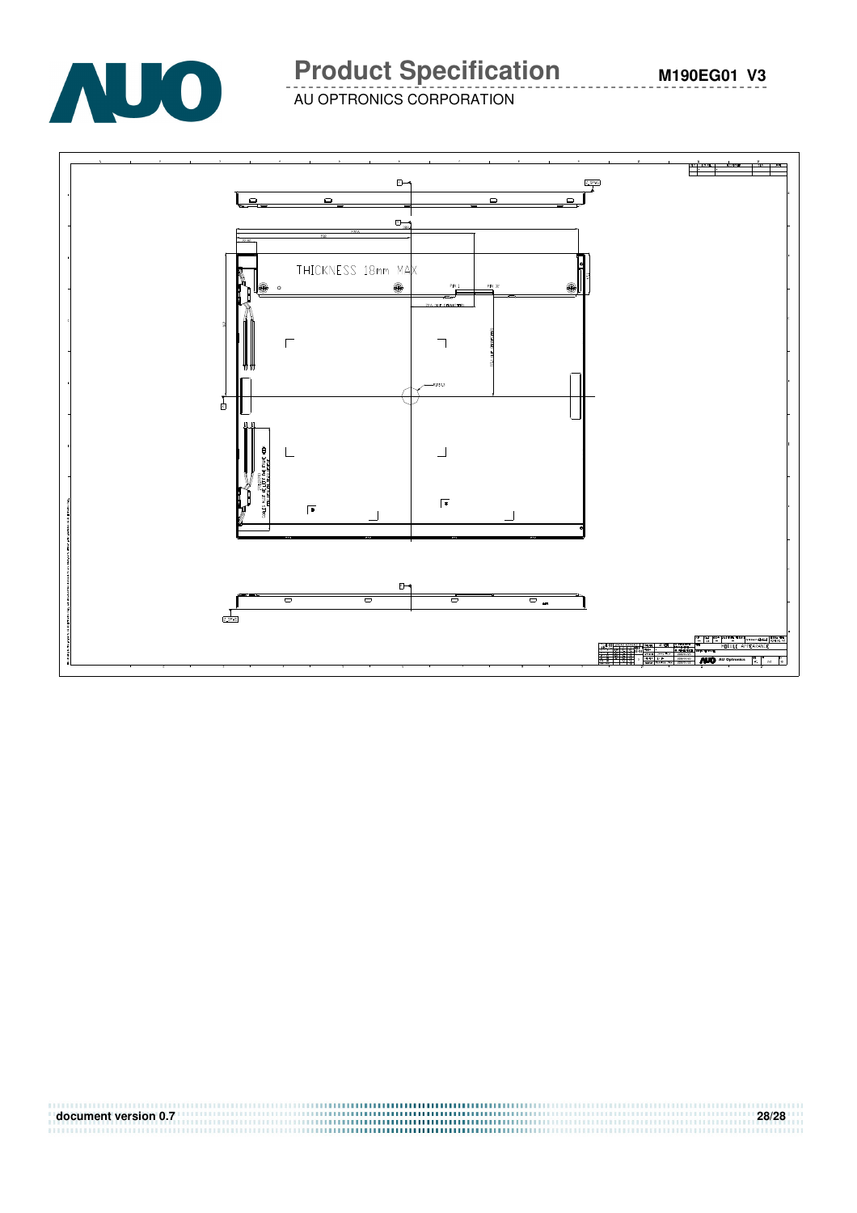THICKNESS 18mm MAX

MODULE APPEARANCE